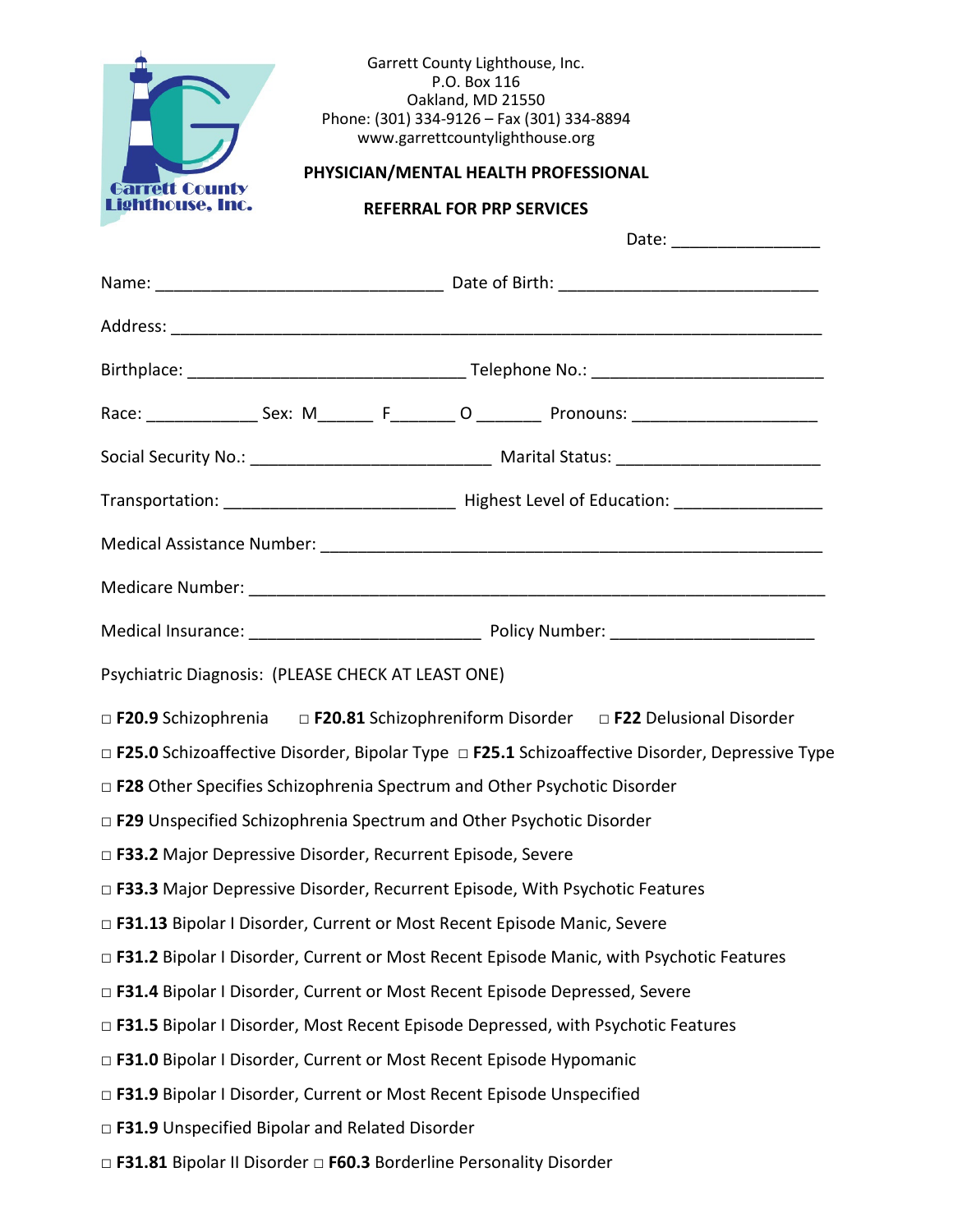Garrett County Lighthouse, Inc.
P.O. Box 116
Oakland, MD 21550
Phone: (301) 334-9126 – Fax (301) 334-8894
www.garrettcountylighthouse.org

**PHYSICIAN/MENTAL HEALTH PROFESSIONAL**

**REFERRAL FOR PRP SERVICES**

Date: ________________

Name: _______________________________ Date of Birth: ____________________________

Address: ______________________________________________________________________

Birthplace: ______________________________ Telephone No.: _________________________

Race: ____________ Sex: M______ F_______ O _______ Pronouns: ____________________

Social Security No.: __________________________ Marital Status: ______________________

Transportation: _________________________ Highest Level of Education: _______________

Medical Assistance Number: ______________________________________________________

Medicare Number: _____________________________________________________________

Medical Insurance: _________________________ Policy Number: ______________________

Psychiatric Diagnosis: (PLEASE CHECK AT LEAST ONE)

□ **F20.9** Schizophrenia □ **F20.81** Schizophreniform Disorder □ **F22** Delusional Disorder

□ **F25.0** Schizoaffective Disorder, Bipolar Type □ **F25.1** Schizoaffective Disorder, Depressive Type

□ **F28** Other Specifies Schizophrenia Spectrum and Other Psychotic Disorder

□ **F29** Unspecified Schizophrenia Spectrum and Other Psychotic Disorder

□ **F33.2** Major Depressive Disorder, Recurrent Episode, Severe

□ **F33.3** Major Depressive Disorder, Recurrent Episode, With Psychotic Features

□ **F31.13** Bipolar I Disorder, Current or Most Recent Episode Manic, Severe

□ **F31.2** Bipolar I Disorder, Current or Most Recent Episode Manic, with Psychotic Features

□ **F31.4** Bipolar I Disorder, Current or Most Recent Episode Depressed, Severe

□ **F31.5** Bipolar I Disorder, Most Recent Episode Depressed, with Psychotic Features

□ **F31.0** Bipolar I Disorder, Current or Most Recent Episode Hypomanic

□ **F31.9** Bipolar I Disorder, Current or Most Recent Episode Unspecified

□ **F31.9** Unspecified Bipolar and Related Disorder

□ **F31.81** Bipolar II Disorder □ **F60.3** Borderline Personality Disorder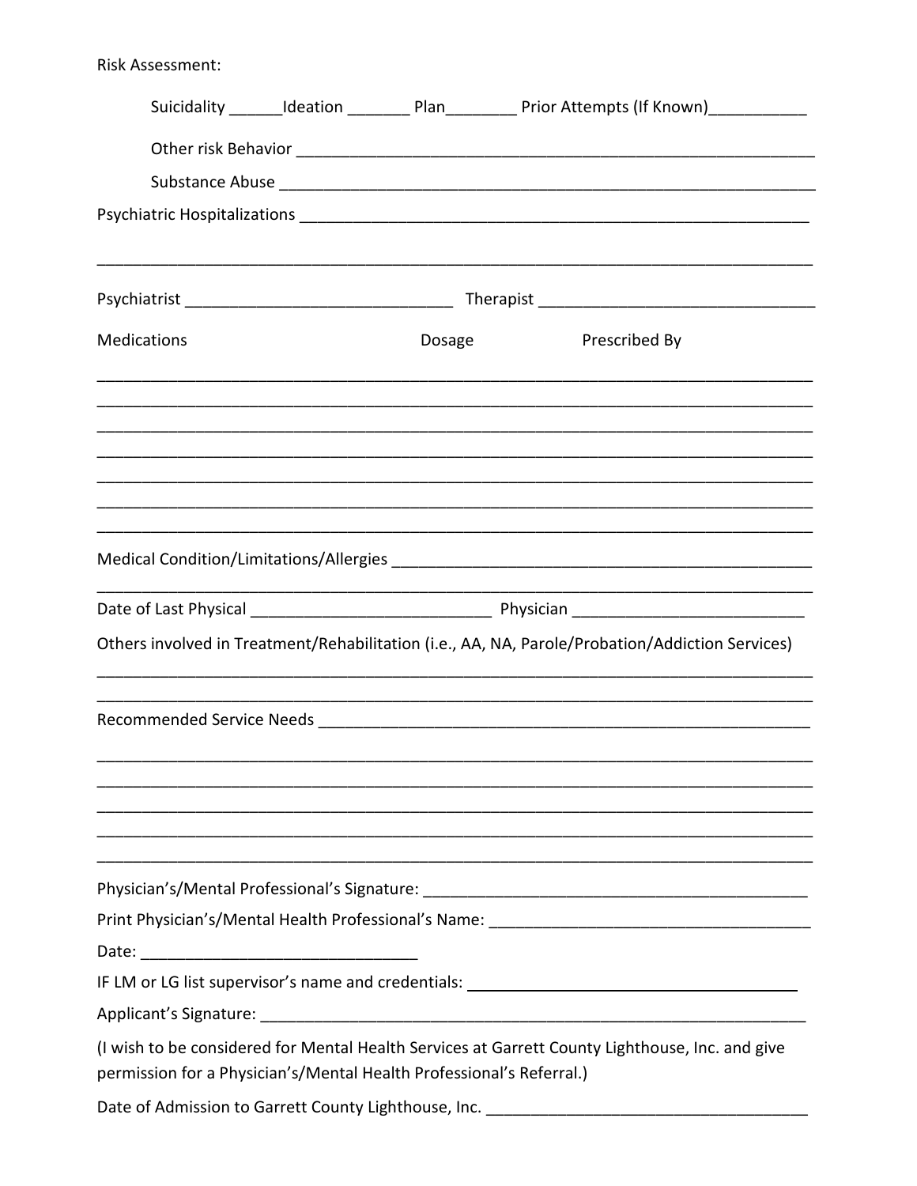Risk Assessment:

Suicidality ______Ideation _______ Plan________ Prior Attempts (If Known)___________

Other risk Behavior ____________________________________________________________

Substance Abuse _______________________________________________________________

Psychiatric Hospitalizations ___________________________________________________________

_____________________________________________________________________________

Psychiatrist ______________________________ Therapist _______________________________

Medications Dosage Prescribed By

_____________________________________________________________________________

_____________________________________________________________________________

_____________________________________________________________________________

_____________________________________________________________________________

_____________________________________________________________________________

_____________________________________________________________________________

_____________________________________________________________________________

Medical Condition/Limitations/Allergies _________________________________________________

_____________________________________________________________________________

Date of Last Physical ___________________________ Physician __________________________

Others involved in Treatment/Rehabilitation (i.e., AA, NA, Parole/Probation/Addiction Services)

_____________________________________________________________________________

_____________________________________________________________________________

Recommended Service Needs _________________________________________________________

_____________________________________________________________________________

_____________________________________________________________________________

_____________________________________________________________________________

_____________________________________________________________________________

_____________________________________________________________________________

Physician's/Mental Professional's Signature: ___________________________________________

Print Physician's/Mental Health Professional's Name: ____________________________________

Date: _______________________________

IF LM or LG list supervisor's name and credentials: ______________________________________

Applicant's Signature: _________________________________________________________________

(I wish to be considered for Mental Health Services at Garrett County Lighthouse, Inc. and give permission for a Physician's/Mental Health Professional's Referral.)

Date of Admission to Garrett County Lighthouse, Inc. ___________________________________